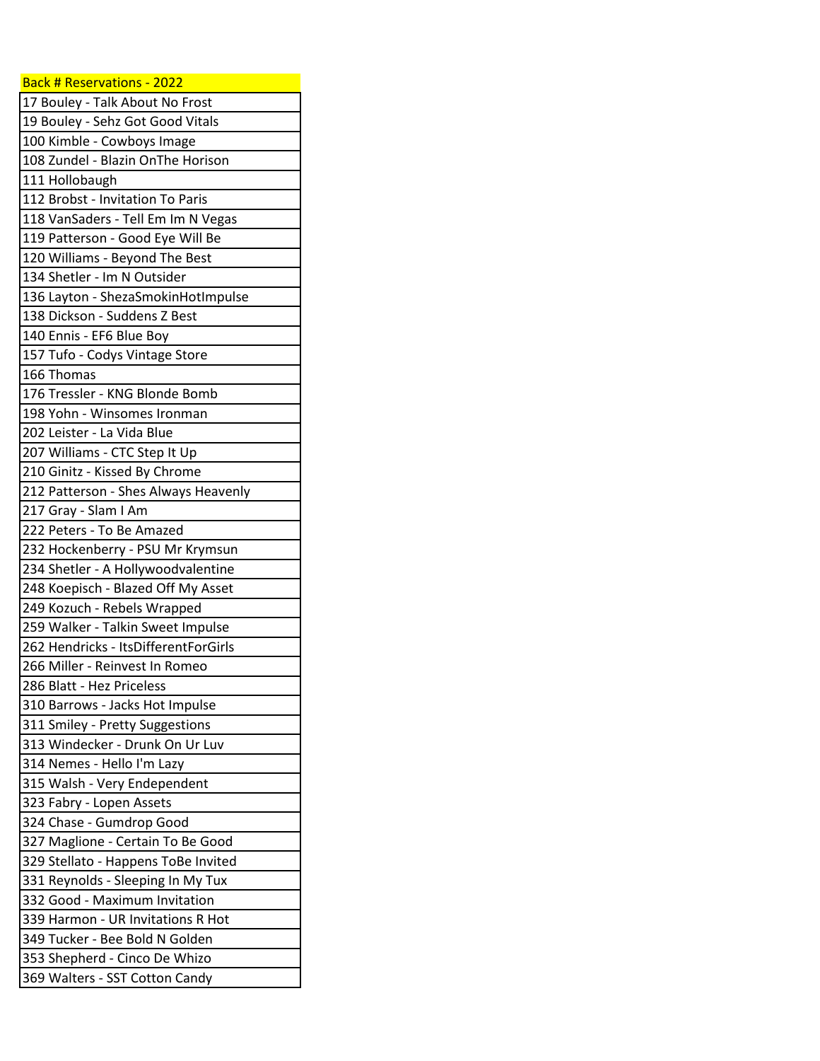| Back # Reservations - 2022 |
|---|
| 17 Bouley - Talk About No Frost |
| 19 Bouley - Sehz Got Good Vitals |
| 100 Kimble - Cowboys Image |
| 108 Zundel - Blazin OnThe Horison |
| 111 Hollobaugh |
| 112 Brobst - Invitation To Paris |
| 118 VanSaders - Tell Em Im N Vegas |
| 119 Patterson - Good Eye Will Be |
| 120 Williams - Beyond The Best |
| 134 Shetler - Im N Outsider |
| 136 Layton - ShezaSmokinHotImpulse |
| 138 Dickson - Suddens Z Best |
| 140 Ennis - EF6 Blue Boy |
| 157 Tufo - Codys Vintage Store |
| 166 Thomas |
| 176 Tressler - KNG Blonde Bomb |
| 198 Yohn - Winsomes Ironman |
| 202 Leister - La Vida Blue |
| 207 Williams - CTC Step It Up |
| 210 Ginitz - Kissed By Chrome |
| 212 Patterson - Shes Always Heavenly |
| 217 Gray - Slam I Am |
| 222 Peters - To Be Amazed |
| 232 Hockenberry - PSU Mr Krymsun |
| 234 Shetler - A Hollywoodvalentine |
| 248 Koepisch - Blazed Off My Asset |
| 249 Kozuch - Rebels Wrapped |
| 259 Walker - Talkin Sweet Impulse |
| 262 Hendricks - ItsDifferentForGirls |
| 266 Miller - Reinvest In Romeo |
| 286 Blatt - Hez Priceless |
| 310 Barrows - Jacks Hot Impulse |
| 311 Smiley - Pretty Suggestions |
| 313 Windecker - Drunk On Ur Luv |
| 314 Nemes - Hello I'm Lazy |
| 315 Walsh - Very Endependent |
| 323 Fabry - Lopen Assets |
| 324 Chase - Gumdrop Good |
| 327 Maglione - Certain To Be Good |
| 329 Stellato - Happens ToBe Invited |
| 331 Reynolds - Sleeping In My Tux |
| 332 Good - Maximum Invitation |
| 339 Harmon - UR Invitations R Hot |
| 349 Tucker - Bee Bold N Golden |
| 353 Shepherd - Cinco De Whizo |
| 369 Walters - SST Cotton Candy |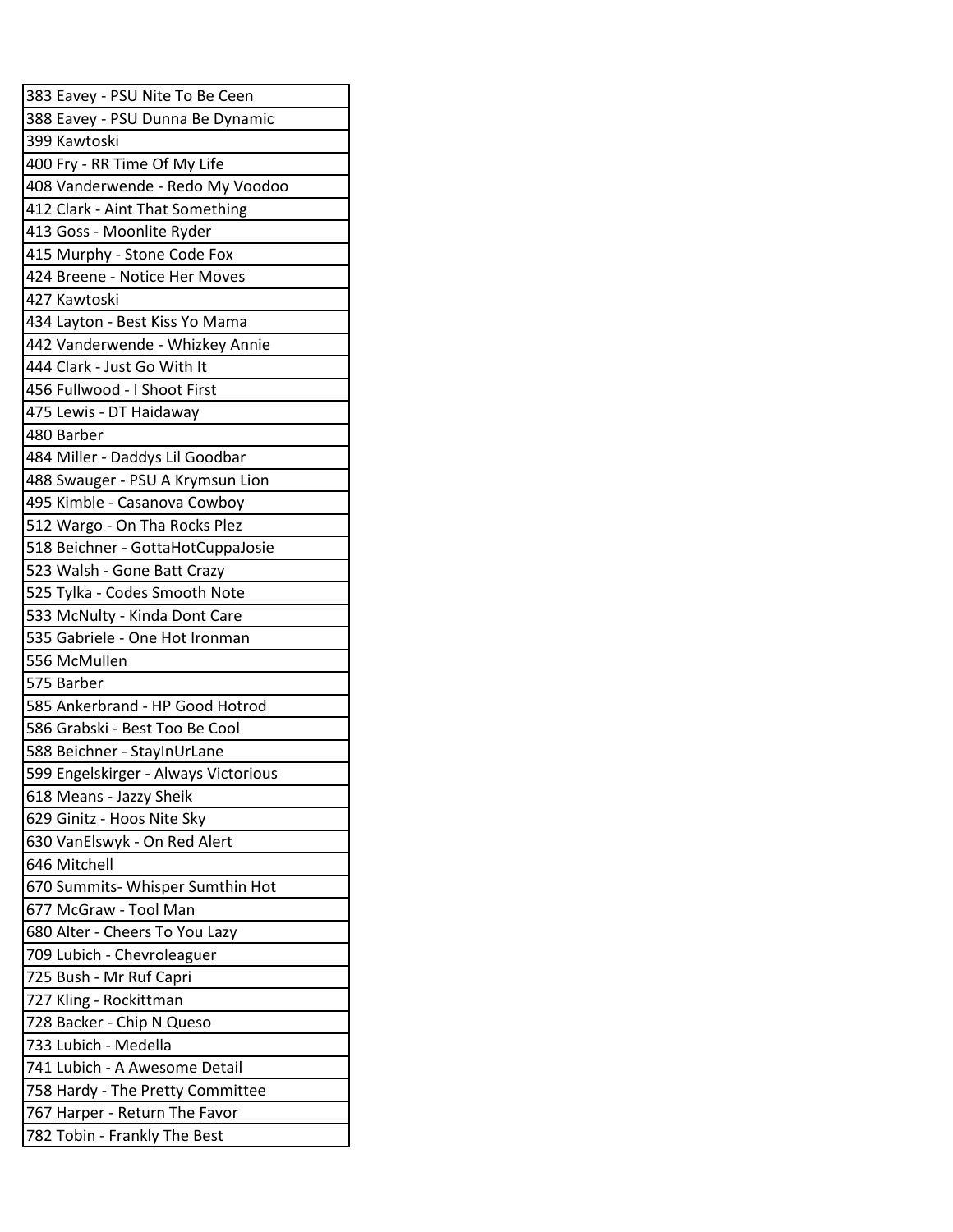| 383 Eavey - PSU Nite To Be Ceen |
|---|
| 388 Eavey - PSU Dunna Be Dynamic |
| 399 Kawtoski |
| 400 Fry - RR Time Of My Life |
| 408 Vanderwende - Redo My Voodoo |
| 412 Clark - Aint That Something |
| 413 Goss - Moonlite Ryder |
| 415 Murphy - Stone Code Fox |
| 424 Breene - Notice Her Moves |
| 427 Kawtoski |
| 434 Layton - Best Kiss Yo Mama |
| 442 Vanderwende - Whizkey Annie |
| 444 Clark - Just Go With It |
| 456 Fullwood - I Shoot First |
| 475 Lewis - DT Haidaway |
| 480 Barber |
| 484 Miller - Daddys Lil Goodbar |
| 488 Swauger - PSU A Krymsun Lion |
| 495 Kimble - Casanova Cowboy |
| 512 Wargo - On Tha Rocks Plez |
| 518 Beichner - GottaHotCuppaJosie |
| 523 Walsh - Gone Batt Crazy |
| 525 Tylka - Codes Smooth Note |
| 533 McNulty - Kinda Dont Care |
| 535 Gabriele - One Hot Ironman |
| 556 McMullen |
| 575 Barber |
| 585 Ankerbrand - HP Good Hotrod |
| 586 Grabski - Best Too Be Cool |
| 588 Beichner - StayInUrLane |
| 599 Engelskirger - Always Victorious |
| 618 Means - Jazzy Sheik |
| 629 Ginitz - Hoos Nite Sky |
| 630 VanElswyk - On Red Alert |
| 646 Mitchell |
| 670 Summits- Whisper Sumthin Hot |
| 677 McGraw - Tool Man |
| 680 Alter - Cheers To You Lazy |
| 709 Lubich - Chevroleaguer |
| 725 Bush - Mr Ruf Capri |
| 727 Kling - Rockittman |
| 728 Backer - Chip N Queso |
| 733 Lubich - Medella |
| 741 Lubich - A Awesome Detail |
| 758 Hardy - The Pretty Committee |
| 767 Harper - Return The Favor |
| 782 Tobin - Frankly The Best |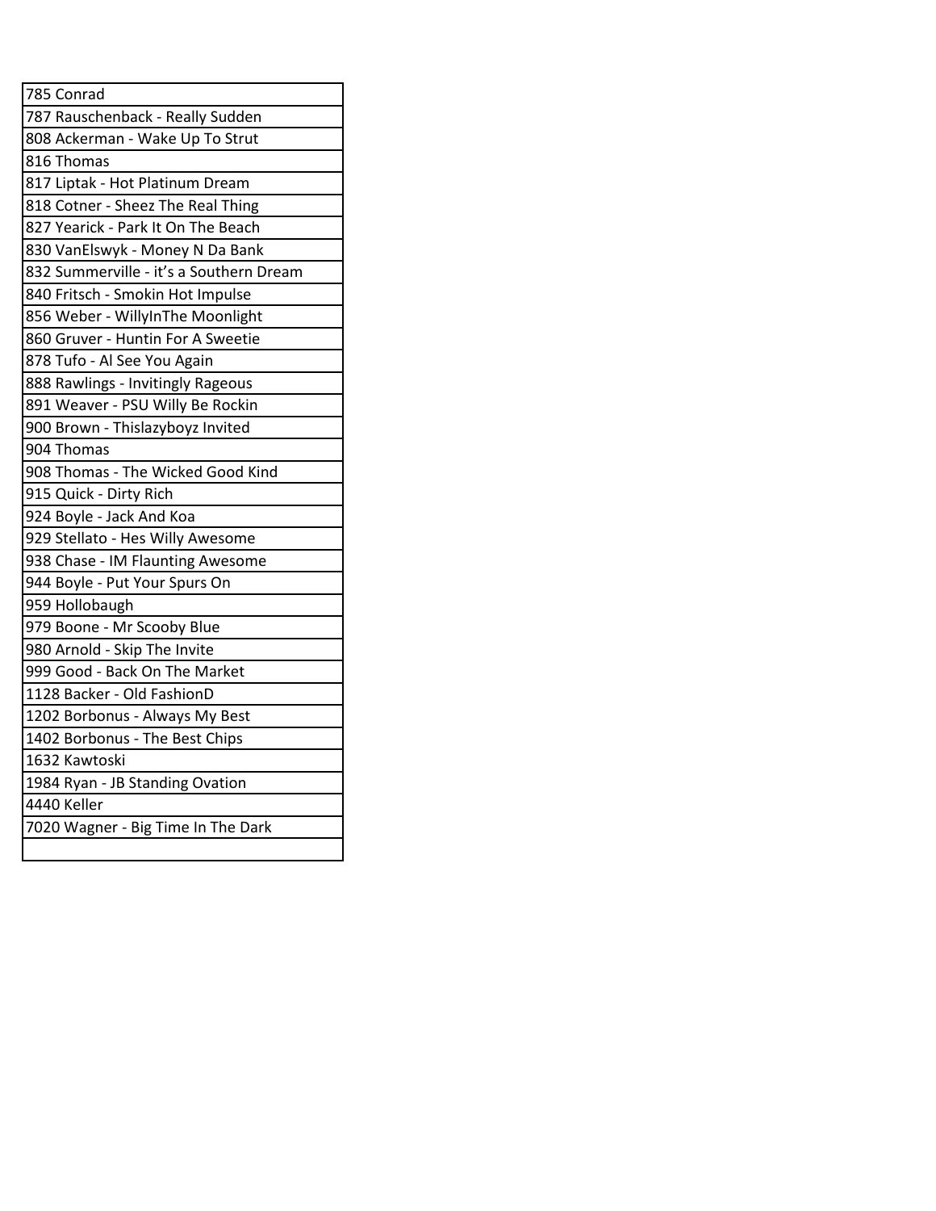| |
|---|
| 785 Conrad |
| 787 Rauschenback - Really Sudden |
| 808 Ackerman - Wake Up To Strut |
| 816 Thomas |
| 817 Liptak - Hot Platinum Dream |
| 818 Cotner - Sheez The Real Thing |
| 827 Yearick - Park It On The Beach |
| 830 VanElswyk - Money N Da Bank |
| 832 Summerville - it's a Southern Dream |
| 840 Fritsch - Smokin Hot Impulse |
| 856 Weber - WillyInThe Moonlight |
| 860 Gruver - Huntin For A Sweetie |
| 878 Tufo - Al See You Again |
| 888 Rawlings - Invitingly Rageous |
| 891 Weaver - PSU Willy Be Rockin |
| 900 Brown - Thislazyboyz Invited |
| 904 Thomas |
| 908 Thomas - The Wicked Good Kind |
| 915 Quick - Dirty Rich |
| 924 Boyle - Jack And Koa |
| 929 Stellato - Hes Willy Awesome |
| 938 Chase - IM Flaunting Awesome |
| 944 Boyle - Put Your Spurs On |
| 959 Hollobaugh |
| 979 Boone - Mr Scooby Blue |
| 980 Arnold - Skip The Invite |
| 999 Good - Back On The Market |
| 1128 Backer - Old FashionD |
| 1202 Borbonus - Always My Best |
| 1402 Borbonus - The Best Chips |
| 1632 Kawtoski |
| 1984 Ryan - JB Standing Ovation |
| 4440 Keller |
| 7020 Wagner - Big Time In The Dark |
| |